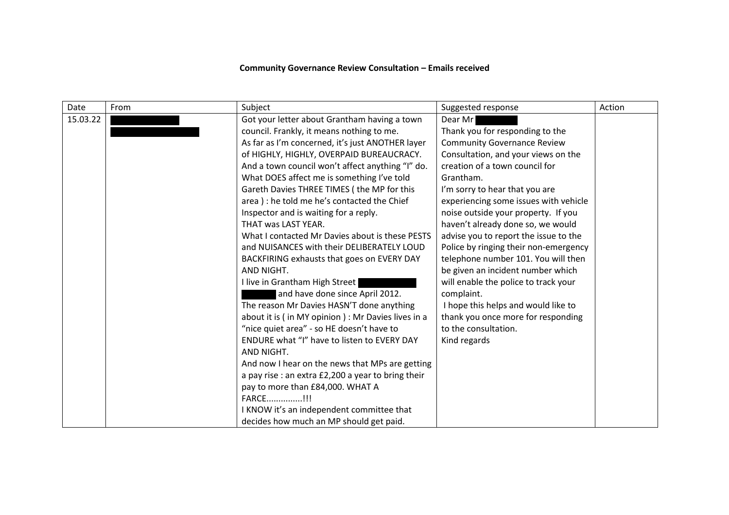**Community Governance Review Consultation – Emails received**

| Date | From | Subject | Suggested response | Action |
|---|---|---|---|---|
| 15.03.22 | | Got your letter about Grantham having a town council. Frankly, it means nothing to me.<br>As far as I'm concerned, it's just ANOTHER layer of HIGHLY, HIGHLY, OVERPAID BUREAUCRACY.<br>And a town council won't affect anything "I" do.<br>What DOES affect me is something I've told Gareth Davies THREE TIMES ( the MP for this area ) : he told me he's contacted the Chief Inspector and is waiting for a reply.<br>THAT was LAST YEAR.<br>What I contacted Mr Davies about is these PESTS and NUISANCES with their DELIBERATELY LOUD BACKFIRING exhausts that goes on EVERY DAY AND NIGHT.<br>I live in Grantham High Street and have done since April 2012.<br>The reason Mr Davies HASN'T done anything about it is ( in MY opinion ) : Mr Davies lives in a "nice quiet area" - so HE doesn't have to ENDURE what "I" have to listen to EVERY DAY AND NIGHT.<br>And now I hear on the news that MPs are getting a pay rise : an extra £2,200 a year to bring their pay to more than £84,000. WHAT A FARCE...............!!!<br>I KNOW it's an independent committee that decides how much an MP should get paid. | Dear Mr<br>Thank you for responding to the Community Governance Review Consultation, and your views on the creation of a town council for Grantham.<br>I'm sorry to hear that you are experiencing some issues with vehicle noise outside your property. If you haven't already done so, we would advise you to report the issue to the Police by ringing their non-emergency telephone number 101. You will then be given an incident number which will enable the police to track your complaint.<br>I hope this helps and would like to thank you once more for responding to the consultation.<br>Kind regards | |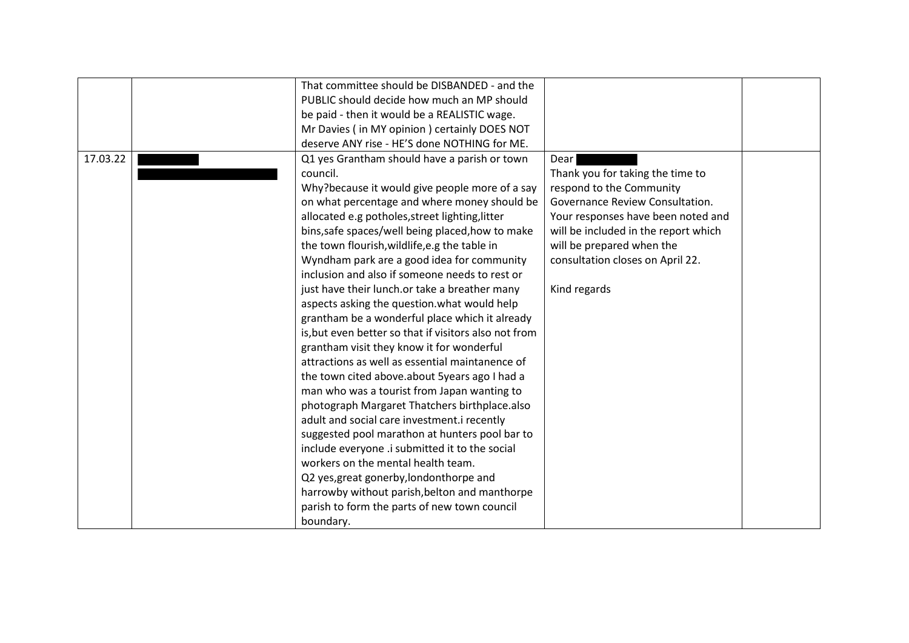| | | | | |
|---|---|---|---|---|
| | | That committee should be DISBANDED - and the PUBLIC should decide how much an MP should be paid - then it would be a REALISTIC wage. Mr Davies ( in MY opinion ) certainly DOES NOT deserve ANY rise - HE'S done NOTHING for ME. | | |
| 17.03.22 | | Q1 yes Grantham should have a parish or town council. Why?because it would give people more of a say on what percentage and where money should be allocated e.g potholes,street lighting,litter bins,safe spaces/well being placed,how to make the town flourish,wildlife,e.g the table in Wyndham park are a good idea for community inclusion and also if someone needs to rest or just have their lunch.or take a breather many aspects asking the question.what would help grantham be a wonderful place which it already is,but even better so that if visitors also not from grantham visit they know it for wonderful attractions as well as essential maintanence of the town cited above.about 5years ago I had a man who was a tourist from Japan wanting to photograph Margaret Thatchers birthplace.also adult and social care investment.i recently suggested pool marathon at hunters pool bar to include everyone .i submitted it to the social workers on the mental health team. Q2 yes,great gonerby,londonthorpe and harrowby without parish,belton and manthorpe parish to form the parts of new town council boundary. | Dear<br>Thank you for taking the time to respond to the Community Governance Review Consultation. Your responses have been noted and will be included in the report which will be prepared when the consultation closes on April 22.<br><br>Kind regards | |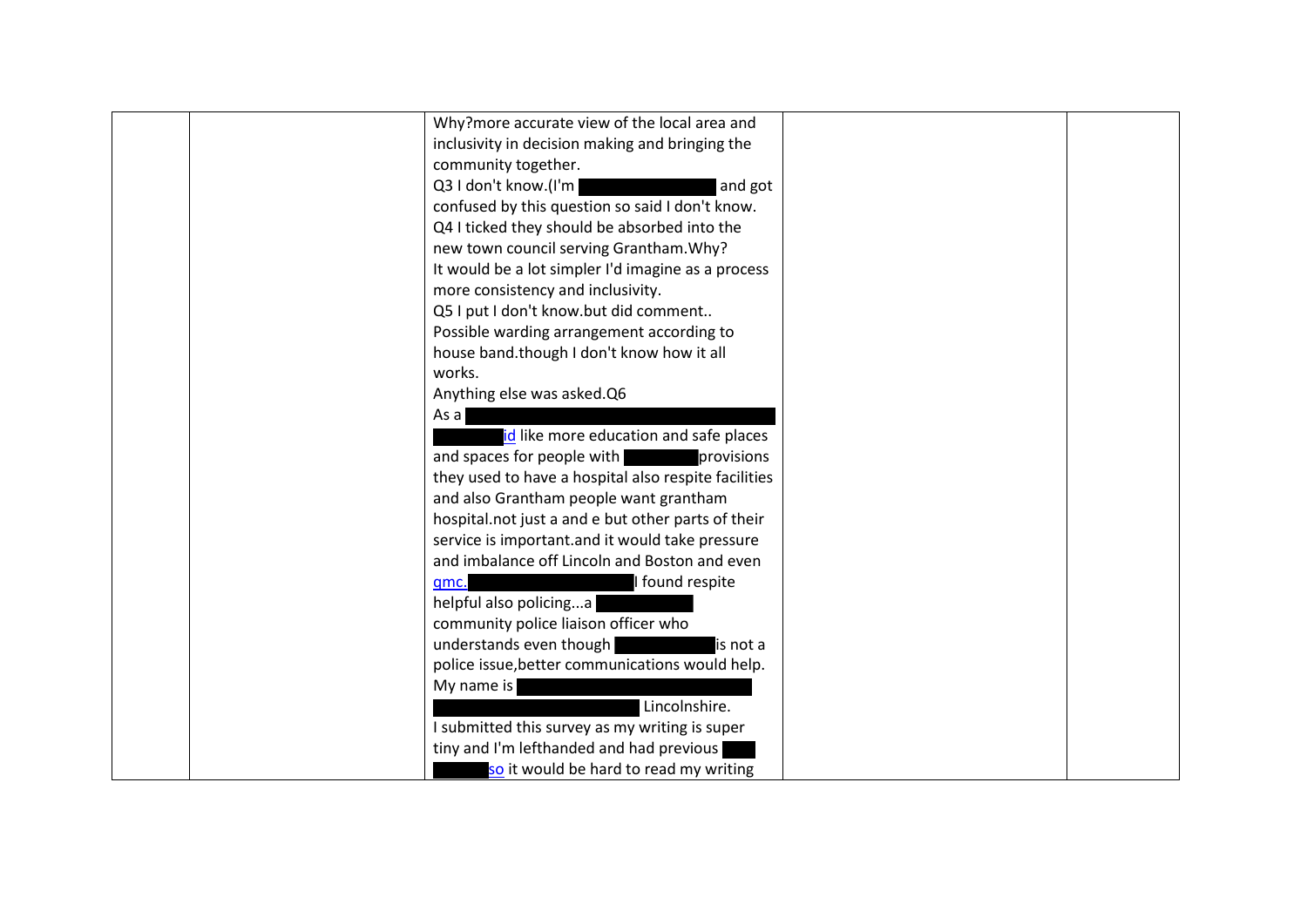| | | | | |
|---|---|---|---|---|
| | | Why?more accurate view of the local area and inclusivity in decision making and bringing the community together.<br>Q3 I don't know.(I'm [redacted] and got confused by this question so said I don't know.<br>Q4 I ticked they should be absorbed into the new town council serving Grantham.Why?<br>It would be a lot simpler I'd imagine as a process more consistency and inclusivity.<br>Q5 I put I don't know.but did comment..<br>Possible warding arrangement according to house band.though I don't know how it all works.<br>Anything else was asked.Q6<br>As a [redacted] id like more education and safe places and spaces for people with [redacted] provisions they used to have a hospital also respite facilities and also Grantham people want grantham hospital.not just a and e but other parts of their service is important.and it would take pressure and imbalance off Lincoln and Boston and even qmc. [redacted] I found respite helpful also policing...a [redacted] community police liaison officer who understands even though [redacted] is not a police issue,better communications would help.<br>My name is [redacted] Lincolnshire.<br>I submitted this survey as my writing is super tiny and I'm lefthanded and had previous [redacted] so it would be hard to read my writing | | |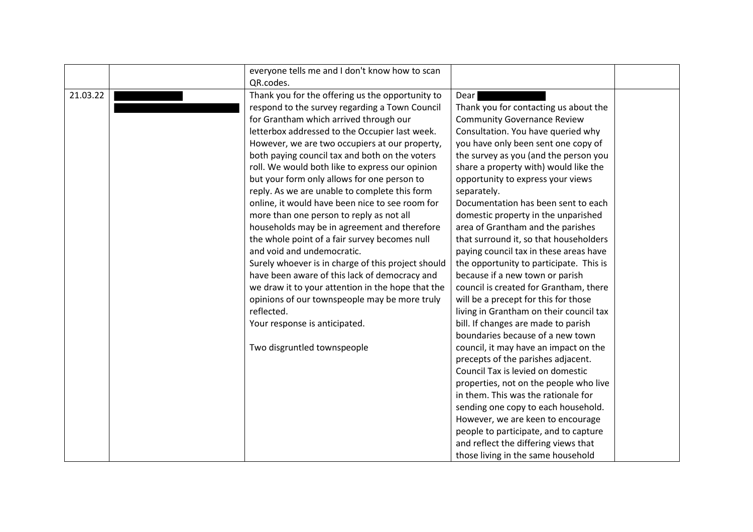| | | | | |
|---|---|---|---|---|
| | | everyone tells me and I don't know how to scan QR.codes. | | |
| 21.03.22 | | Thank you for the offering us the opportunity to respond to the survey regarding a Town Council for Grantham which arrived through our letterbox addressed to the Occupier last week. However, we are two occupiers at our property, both paying council tax and both on the voters roll. We would both like to express our opinion but your form only allows for one person to reply. As we are unable to complete this form online, it would have been nice to see room for more than one person to reply as not all households may be in agreement and therefore the whole point of a fair survey becomes null and void and undemocratic.<br>Surely whoever is in charge of this project should have been aware of this lack of democracy and we draw it to your attention in the hope that the opinions of our townspeople may be more truly reflected.<br>Your response is anticipated.<br><br>Two disgruntled townspeople | Dear<br>Thank you for contacting us about the Community Governance Review Consultation. You have queried why you have only been sent one copy of the survey as you (and the person you share a property with) would like the opportunity to express your views separately.<br>Documentation has been sent to each domestic property in the unparished area of Grantham and the parishes that surround it, so that householders paying council tax in these areas have the opportunity to participate. This is because if a new town or parish council is created for Grantham, there will be a precept for this for those living in Grantham on their council tax bill. If changes are made to parish boundaries because of a new town council, it may have an impact on the precepts of the parishes adjacent.<br>Council Tax is levied on domestic properties, not on the people who live in them. This was the rationale for sending one copy to each household. However, we are keen to encourage people to participate, and to capture and reflect the differing views that those living in the same household | |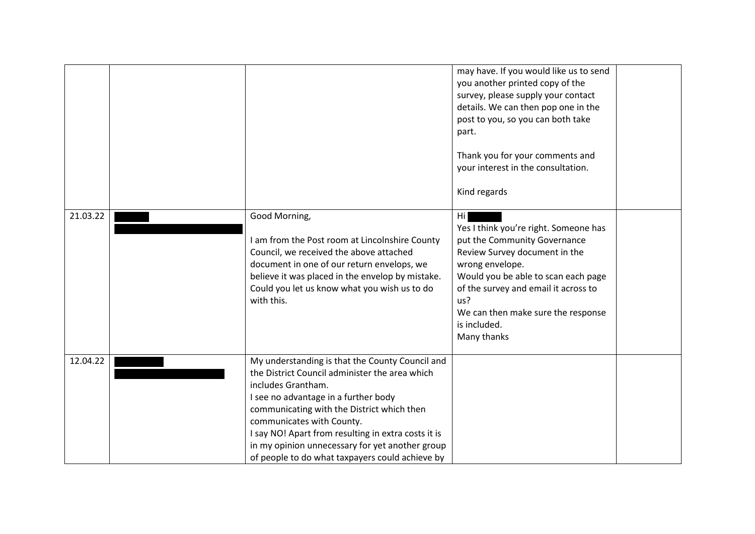| | | | | |
|---|---|---|---|---|
| | | | may have. If you would like us to send you another printed copy of the survey, please supply your contact details. We can then pop one in the post to you, so you can both take part.<br><br>Thank you for your comments and your interest in the consultation.<br><br>Kind regards | |
| 21.03.22 | | Good Morning,<br><br>I am from the Post room at Lincolnshire County Council, we received the above attached document in one of our return envelops, we believe it was placed in the envelop by mistake. Could you let us know what you wish us to do with this. | Hi<br>Yes I think you're right. Someone has put the Community Governance Review Survey document in the wrong envelope.<br>Would you be able to scan each page of the survey and email it across to us?<br>We can then make sure the response is included.<br>Many thanks | |
| 12.04.22 | | My understanding is that the County Council and the District Council administer the area which includes Grantham.<br>I see no advantage in a further body communicating with the District which then communicates with County.<br>I say NO! Apart from resulting in extra costs it is in my opinion unnecessary for yet another group of people to do what taxpayers could achieve by | | |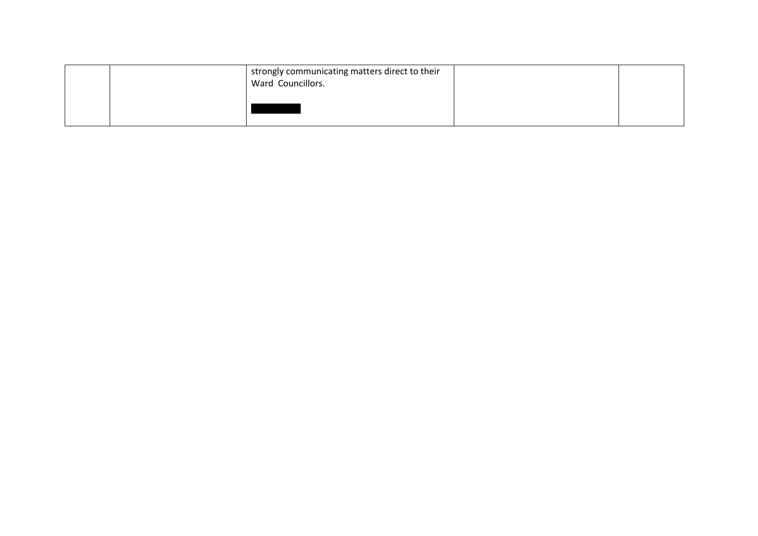| | | | | |
|---|---|---|---|---|
| | | strongly communicating matters direct to their Ward Councillors. | | |